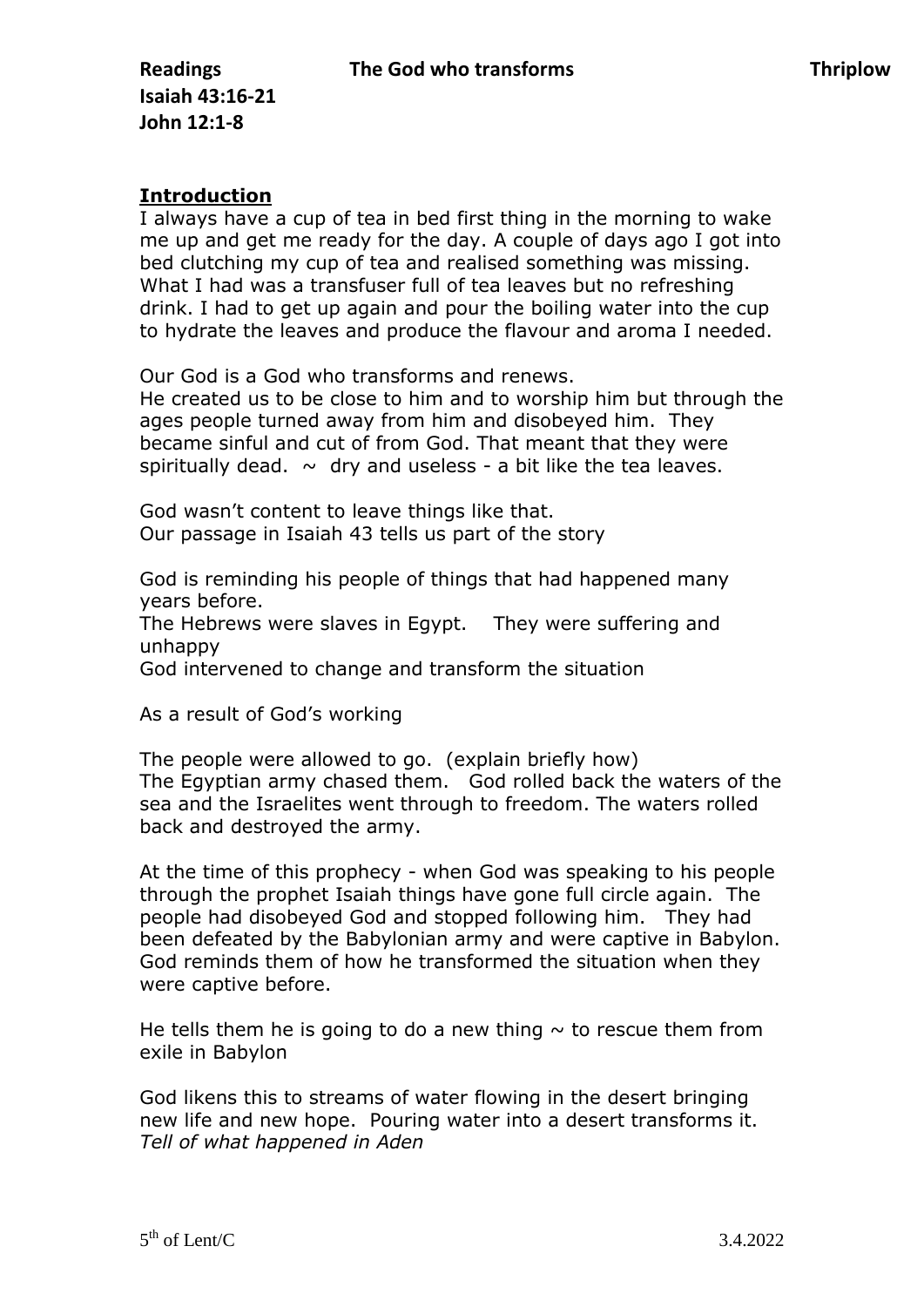**Readings** **The God who transforms** **Thriplow**

**Isaiah 43:16-21**
**John 12:1-8**

## Introduction

I always have a cup of tea in bed first thing in the morning to wake me up and get me ready for the day. A couple of days ago I got into bed clutching my cup of tea and realised something was missing. What I had was a transfuser full of tea leaves but no refreshing drink. I had to get up again and pour the boiling water into the cup to hydrate the leaves and produce the flavour and aroma I needed.

Our God is a God who transforms and renews.
He created us to be close to him and to worship him but through the ages people turned away from him and disobeyed him. They became sinful and cut of from God. That meant that they were spiritually dead. ~ dry and useless - a bit like the tea leaves.

God wasn't content to leave things like that.
Our passage in Isaiah 43 tells us part of the story

God is reminding his people of things that had happened many years before.
The Hebrews were slaves in Egypt. They were suffering and unhappy
God intervened to change and transform the situation

As a result of God's working

The people were allowed to go. (explain briefly how)
The Egyptian army chased them. God rolled back the waters of the sea and the Israelites went through to freedom. The waters rolled back and destroyed the army.

At the time of this prophecy - when God was speaking to his people through the prophet Isaiah things have gone full circle again. The people had disobeyed God and stopped following him. They had been defeated by the Babylonian army and were captive in Babylon. God reminds them of how he transformed the situation when they were captive before.

He tells them he is going to do a new thing ~ to rescue them from exile in Babylon

God likens this to streams of water flowing in the desert bringing new life and new hope. Pouring water into a desert transforms it.
*Tell of what happened in Aden*

5th of Lent/C 3.4.2022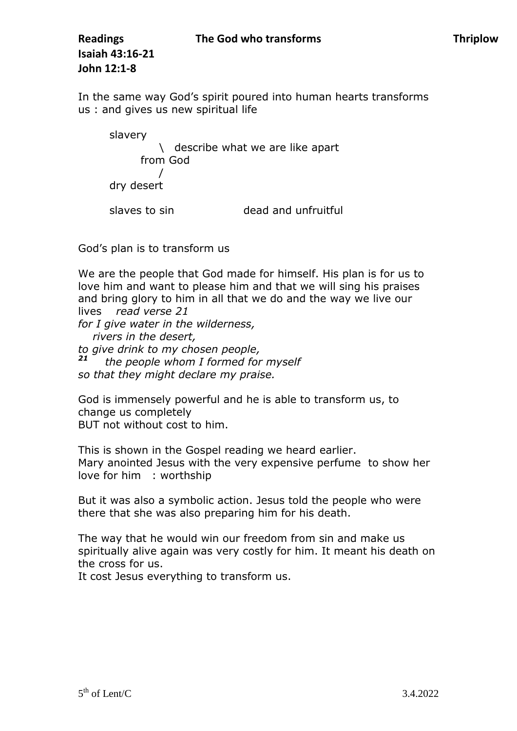**Readings** **The God who transforms** **Thriplow**
**Isaiah 43:16-21**
**John 12:1-8**

In the same way God's spirit poured into human hearts transforms us : and gives us new spiritual life

```
slavery
        \  describe what we are like apart
      from God
        /
dry desert

slaves to sin            dead and unfruitful
```

God's plan is to transform us

We are the people that God made for himself. His plan is for us to love him and want to please him and that we will sing his praises and bring glory to him in all that we do and the way we live our lives *read verse 21*

*for I give water in the wilderness,*
*rivers in the desert,*
*to give drink to my chosen people,*
*21 the people whom I formed for myself*
*so that they might declare my praise.*

God is immensely powerful and he is able to transform us, to change us completely
BUT not without cost to him.

This is shown in the Gospel reading we heard earlier.
Mary anointed Jesus with the very expensive perfume to show her love for him : worthship

But it was also a symbolic action. Jesus told the people who were there that she was also preparing him for his death.

The way that he would win our freedom from sin and make us spiritually alive again was very costly for him. It meant his death on the cross for us.
It cost Jesus everything to transform us.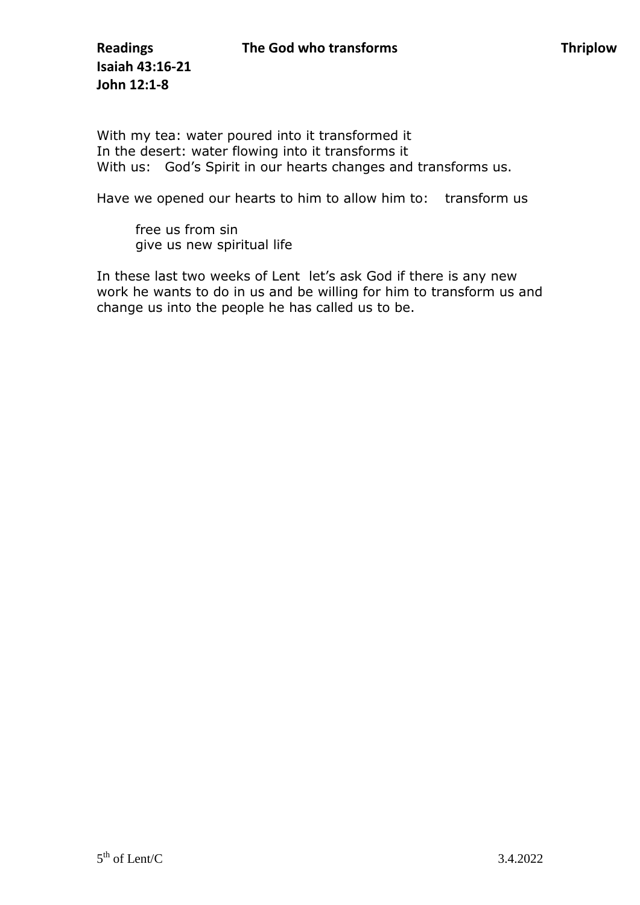**Readings** **The God who transforms** **Thriplow**

**Isaiah 43:16-21**

**John 12:1-8**

With my tea: water poured into it transformed it
In the desert: water flowing into it transforms it
With us: God's Spirit in our hearts changes and transforms us.

Have we opened our hearts to him to allow him to: transform us

- free us from sin
- give us new spiritual life

In these last two weeks of Lent let's ask God if there is any new work he wants to do in us and be willing for him to transform us and change us into the people he has called us to be.

5th of Lent/C 3.4.2022